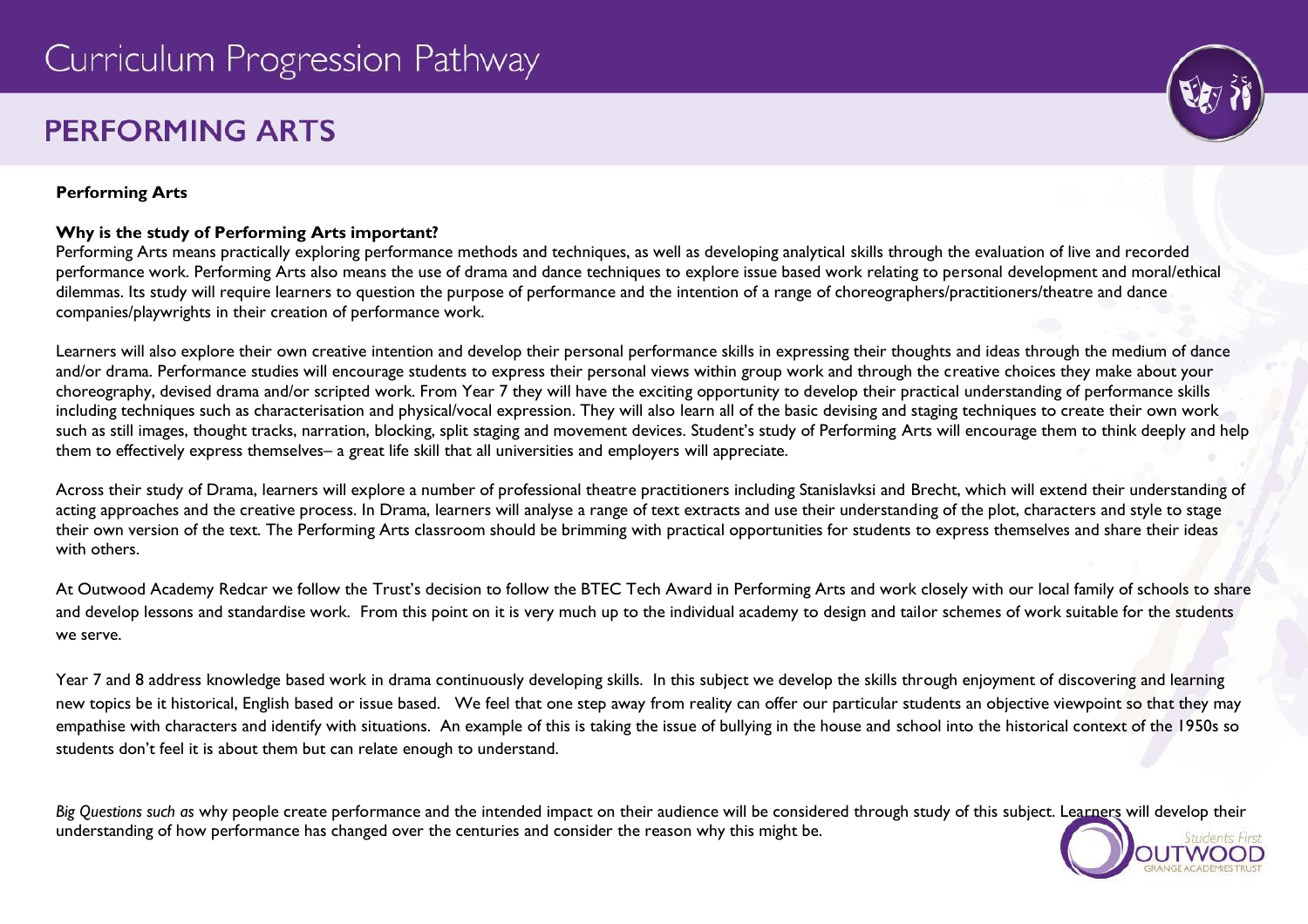# Curriculum Progression Pathway

## PERFORMING ARTS

**Performing Arts**

**Why is the study of Performing Arts important?**

Performing Arts means practically exploring performance methods and techniques, as well as developing analytical skills through the evaluation of live and recorded performance work. Performing Arts also means the use of drama and dance techniques to explore issue based work relating to personal development and moral/ethical dilemmas. Its study will require learners to question the purpose of performance and the intention of a range of choreographers/practitioners/theatre and dance companies/playwrights in their creation of performance work.

Learners will also explore their own creative intention and develop their personal performance skills in expressing their thoughts and ideas through the medium of dance and/or drama. Performance studies will encourage students to express their personal views within group work and through the creative choices they make about your choreography, devised drama and/or scripted work. From Year 7 they will have the exciting opportunity to develop their practical understanding of performance skills including techniques such as characterisation and physical/vocal expression. They will also learn all of the basic devising and staging techniques to create their own work such as still images, thought tracks, narration, blocking, split staging and movement devices. Student's study of Performing Arts will encourage them to think deeply and help them to effectively express themselves– a great life skill that all universities and employers will appreciate.

Across their study of Drama, learners will explore a number of professional theatre practitioners including Stanislavksi and Brecht, which will extend their understanding of acting approaches and the creative process. In Drama, learners will analyse a range of text extracts and use their understanding of the plot, characters and style to stage their own version of the text. The Performing Arts classroom should be brimming with practical opportunities for students to express themselves and share their ideas with others.

At Outwood Academy Redcar we follow the Trust's decision to follow the BTEC Tech Award in Performing Arts and work closely with our local family of schools to share and develop lessons and standardise work. From this point on it is very much up to the individual academy to design and tailor schemes of work suitable for the students we serve.

Year 7 and 8 address knowledge based work in drama continuously developing skills. In this subject we develop the skills through enjoyment of discovering and learning new topics be it historical, English based or issue based. We feel that one step away from reality can offer our particular students an objective viewpoint so that they may empathise with characters and identify with situations. An example of this is taking the issue of bullying in the house and school into the historical context of the 1950s so students don't feel it is about them but can relate enough to understand.

*Big Questions such as* why people create performance and the intended impact on their audience will be considered through study of this subject. Learners will develop their understanding of how performance has changed over the centuries and consider the reason why this might be.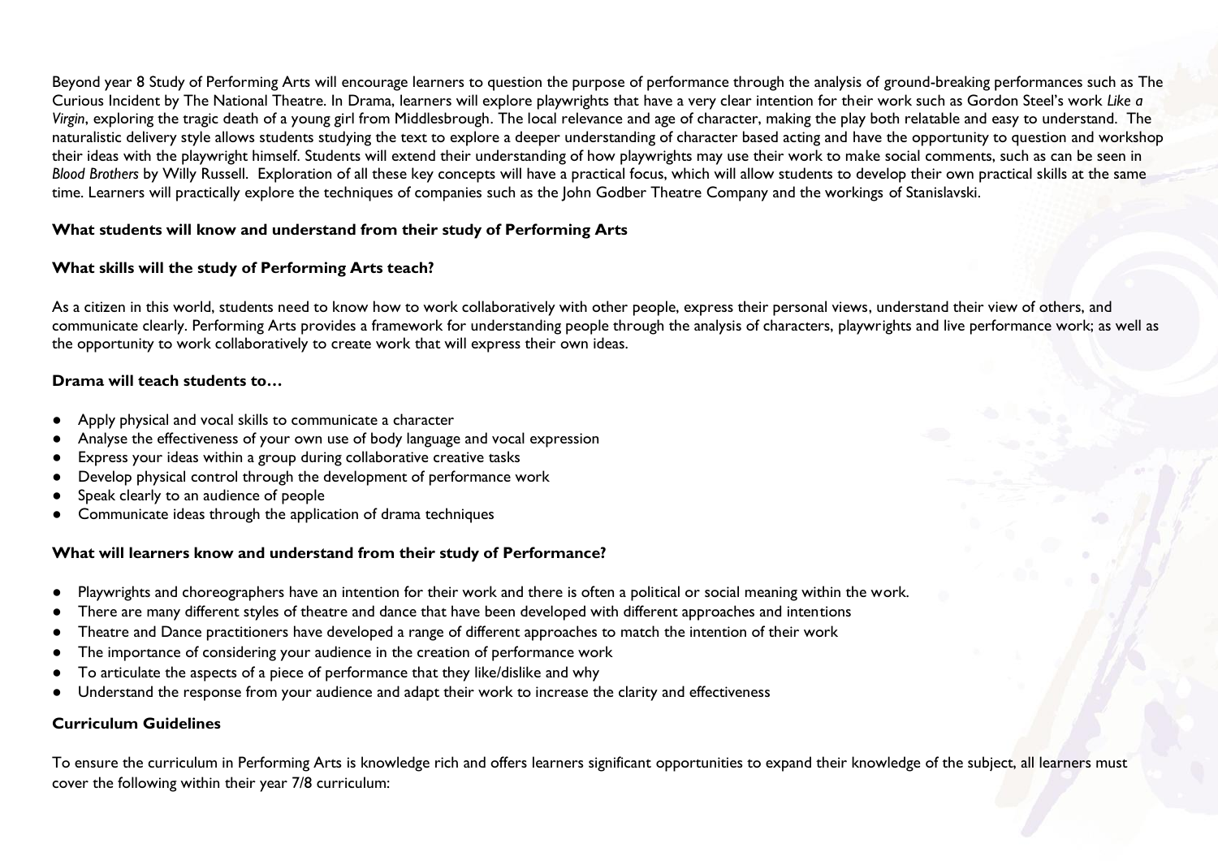Beyond year 8 Study of Performing Arts will encourage learners to question the purpose of performance through the analysis of ground-breaking performances such as The Curious Incident by The National Theatre. In Drama, learners will explore playwrights that have a very clear intention for their work such as Gordon Steel's work *Like a Virgin*, exploring the tragic death of a young girl from Middlesbrough. The local relevance and age of character, making the play both relatable and easy to understand. The naturalistic delivery style allows students studying the text to explore a deeper understanding of character based acting and have the opportunity to question and workshop their ideas with the playwright himself. Students will extend their understanding of how playwrights may use their work to make social comments, such as can be seen in *Blood Brothers* by Willy Russell. Exploration of all these key concepts will have a practical focus, which will allow students to develop their own practical skills at the same time. Learners will practically explore the techniques of companies such as the John Godber Theatre Company and the workings of Stanislavski.

**What students will know and understand from their study of Performing Arts**

**What skills will the study of Performing Arts teach?**

As a citizen in this world, students need to know how to work collaboratively with other people, express their personal views, understand their view of others, and communicate clearly. Performing Arts provides a framework for understanding people through the analysis of characters, playwrights and live performance work; as well as the opportunity to work collaboratively to create work that will express their own ideas.

**Drama will teach students to…**

- Apply physical and vocal skills to communicate a character
- Analyse the effectiveness of your own use of body language and vocal expression
- Express your ideas within a group during collaborative creative tasks
- Develop physical control through the development of performance work
- Speak clearly to an audience of people
- Communicate ideas through the application of drama techniques

**What will learners know and understand from their study of Performance?**

- Playwrights and choreographers have an intention for their work and there is often a political or social meaning within the work.
- There are many different styles of theatre and dance that have been developed with different approaches and intentions
- Theatre and Dance practitioners have developed a range of different approaches to match the intention of their work
- The importance of considering your audience in the creation of performance work
- To articulate the aspects of a piece of performance that they like/dislike and why
- Understand the response from your audience and adapt their work to increase the clarity and effectiveness

**Curriculum Guidelines**

To ensure the curriculum in Performing Arts is knowledge rich and offers learners significant opportunities to expand their knowledge of the subject, all learners must cover the following within their year 7/8 curriculum: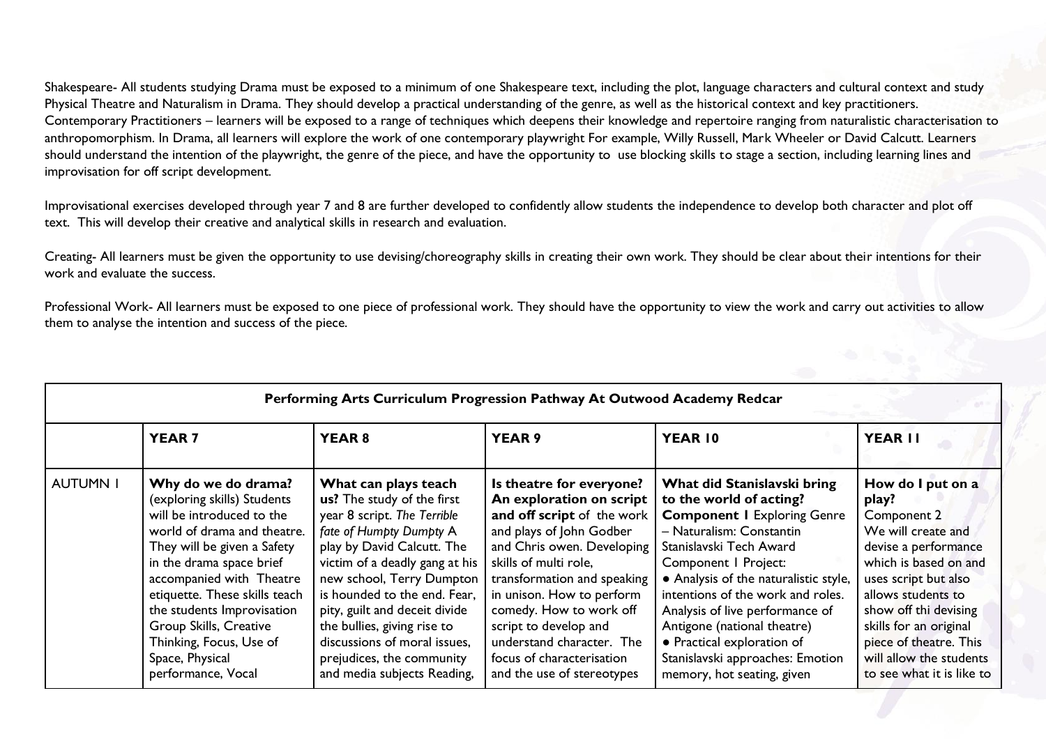Shakespeare- All students studying Drama must be exposed to a minimum of one Shakespeare text, including the plot, language characters and cultural context and study Physical Theatre and Naturalism in Drama. They should develop a practical understanding of the genre, as well as the historical context and key practitioners.
Contemporary Practitioners – learners will be exposed to a range of techniques which deepens their knowledge and repertoire ranging from naturalistic characterisation to anthropomorphism. In Drama, all learners will explore the work of one contemporary playwright For example, Willy Russell, Mark Wheeler or David Calcutt. Learners should understand the intention of the playwright, the genre of the piece, and have the opportunity to use blocking skills to stage a section, including learning lines and improvisation for off script development.

Improvisational exercises developed through year 7 and 8 are further developed to confidently allow students the independence to develop both character and plot off text. This will develop their creative and analytical skills in research and evaluation.

Creating- All learners must be given the opportunity to use devising/choreography skills in creating their own work. They should be clear about their intentions for their work and evaluate the success.

Professional Work- All learners must be exposed to one piece of professional work. They should have the opportunity to view the work and carry out activities to allow them to analyse the intention and success of the piece.

| **Performing Arts Curriculum Progression Pathway At Outwood Academy Redcar** | | | | | |
|---|---|---|---|---|---|
| | **YEAR 7** | **YEAR 8** | **YEAR 9** | **YEAR 10** | **YEAR 11** |
| AUTUMN 1 | **Why do we do drama?** (exploring skills) Students will be introduced to the world of drama and theatre. They will be given a Safety in the drama space brief accompanied with Theatre etiquette. These skills teach the students Improvisation Group Skills, Creative Thinking, Focus, Use of Space, Physical performance, Vocal | **What can plays teach us?** The study of the first year 8 script. *The Terrible fate of Humpty Dumpty* A play by David Calcutt. The victim of a deadly gang at his new school, Terry Dumpton is hounded to the end. Fear, pity, guilt and deceit divide the bullies, giving rise to discussions of moral issues, prejudices, the community and media subjects Reading, | **Is theatre for everyone? An exploration on script and off script** of the work and plays of John Godber and Chris owen. Developing skills of multi role, transformation and speaking in unison. How to perform comedy. How to work off script to develop and understand character. The focus of characterisation and the use of stereotypes | **What did Stanislavski bring to the world of acting? Component 1** Exploring Genre – Naturalism: Constantin Stanislavski Tech Award Component 1 Project:<br>• Analysis of the naturalistic style, intentions of the work and roles. Analysis of live performance of Antigone (national theatre)<br>• Practical exploration of Stanislavski approaches: Emotion memory, hot seating, given | **How do I put on a play?** Component 2<br>We will create and devise a performance which is based on and uses script but also allows students to show off thi devising skills for an original piece of theatre. This will allow the students to see what it is like to |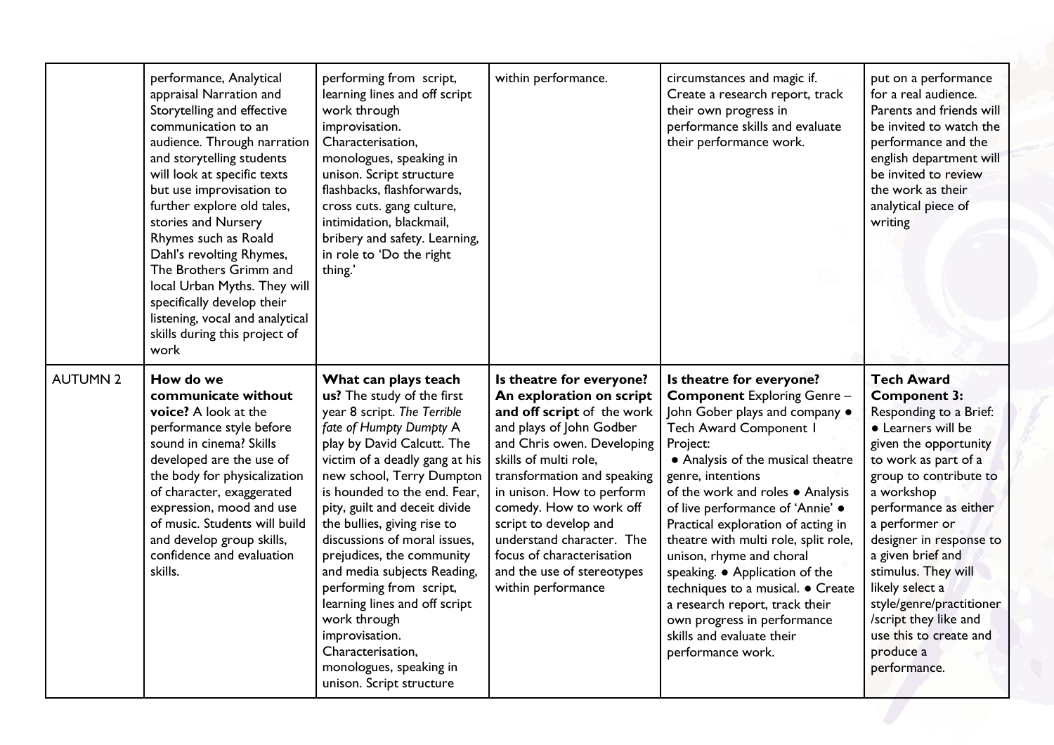| | | | | | |
|---|---|---|---|---|---|
| | performance, Analytical appraisal Narration and Storytelling and effective communication to an audience. Through narration and storytelling students will look at specific texts but use improvisation to further explore old tales, stories and Nursery Rhymes such as Roald Dahl's revolting Rhymes, The Brothers Grimm and local Urban Myths. They will specifically develop their listening, vocal and analytical skills during this project of work | performing from script, learning lines and off script work through improvisation. Characterisation, monologues, speaking in unison. Script structure flashbacks, flashforwards, cross cuts. gang culture, intimidation, blackmail, bribery and safety. Learning, in role to 'Do the right thing.' | within performance. | circumstances and magic if. Create a research report, track their own progress in performance skills and evaluate their performance work. | put on a performance for a real audience. Parents and friends will be invited to watch the performance and the english department will be invited to review the work as their analytical piece of writing |
| AUTUMN 2 | **How do we communicate without voice?** A look at the performance style before sound in cinema? Skills developed are the use of the body for physicalization of character, exaggerated expression, mood and use of music. Students will build and develop group skills, confidence and evaluation skills. | **What can plays teach us?** The study of the first year 8 script. *The Terrible fate of Humpty Dumpty* A play by David Calcutt. The victim of a deadly gang at his new school, Terry Dumpton is hounded to the end. Fear, pity, guilt and deceit divide the bullies, giving rise to discussions of moral issues, prejudices, the community and media subjects Reading, performing from script, learning lines and off script work through improvisation. Characterisation, monologues, speaking in unison. Script structure | **Is theatre for everyone? An exploration on script and off script** of the work and plays of John Godber and Chris owen. Developing skills of multi role, transformation and speaking in unison. How to perform comedy. How to work off script to develop and understand character. The focus of characterisation and the use of stereotypes within performance | **Is theatre for everyone? Component** Exploring Genre – John Gober plays and company ● Tech Award Component 1 Project: ● Analysis of the musical theatre genre, intentions of the work and roles ● Analysis of live performance of 'Annie' ● Practical exploration of acting in theatre with multi role, split role, unison, rhyme and choral speaking. ● Application of the techniques to a musical. ● Create a research report, track their own progress in performance skills and evaluate their performance work. | **Tech Award Component 3:** Responding to a Brief: ● Learners will be given the opportunity to work as part of a group to contribute to a workshop performance as either a performer or designer in response to a given brief and stimulus. They will likely select a style/genre/practitioner /script they like and use this to create and produce a performance. |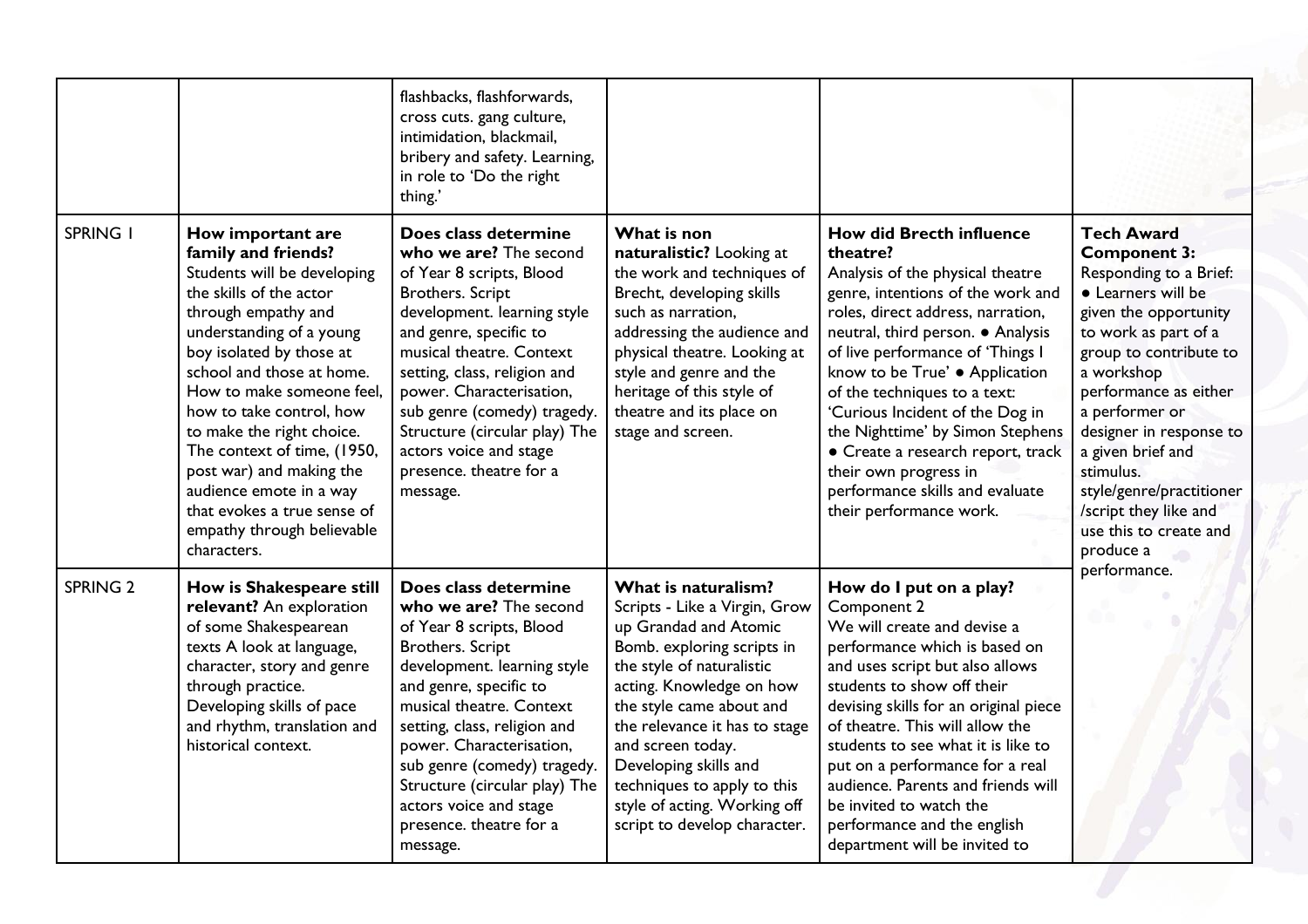| | | | | | |
|---|---|---|---|---|---|
| | | flashbacks, flashforwards, cross cuts. gang culture, intimidation, blackmail, bribery and safety. Learning, in role to 'Do the right thing.' | | | |
| SPRING 1 | **How important are family and friends?** Students will be developing the skills of the actor through empathy and understanding of a young boy isolated by those at school and those at home. How to make someone feel, how to take control, how to make the right choice. The context of time, (1950, post war) and making the audience emote in a way that evokes a true sense of empathy through believable characters. | **Does class determine who we are?** The second of Year 8 scripts, Blood Brothers. Script development. learning style and genre, specific to musical theatre. Context setting, class, religion and power. Characterisation, sub genre (comedy) tragedy. Structure (circular play) The actors voice and stage presence. theatre for a message. | **What is non naturalistic?** Looking at the work and techniques of Brecht, developing skills such as narration, addressing the audience and physical theatre. Looking at style and genre and the heritage of this style of theatre and its place on stage and screen. | **How did Brecth influence theatre?** Analysis of the physical theatre genre, intentions of the work and roles, direct address, narration, neutral, third person. • Analysis of live performance of 'Things I know to be True' • Application of the techniques to a text: 'Curious Incident of the Dog in the Nighttime' by Simon Stephens • Create a research report, track their own progress in performance skills and evaluate their performance work. | **Tech Award Component 3:** Responding to a Brief: • Learners will be given the opportunity to work as part of a group to contribute to a workshop performance as either a performer or designer in response to a given brief and stimulus. style/genre/practitioner /script they like and use this to create and produce a performance. |
| SPRING 2 | **How is Shakespeare still relevant?** An exploration of some Shakespearean texts A look at language, character, story and genre through practice. Developing skills of pace and rhythm, translation and historical context. | **Does class determine who we are?** The second of Year 8 scripts, Blood Brothers. Script development. learning style and genre, specific to musical theatre. Context setting, class, religion and power. Characterisation, sub genre (comedy) tragedy. Structure (circular play) The actors voice and stage presence. theatre for a message. | **What is naturalism?** Scripts - Like a Virgin, Grow up Grandad and Atomic Bomb. exploring scripts in the style of naturalistic acting. Knowledge on how the style came about and the relevance it has to stage and screen today. Developing skills and techniques to apply to this style of acting. Working off script to develop character. | **How do I put on a play?** Component 2 We will create and devise a performance which is based on and uses script but also allows students to show off their devising skills for an original piece of theatre. This will allow the students to see what it is like to put on a performance for a real audience. Parents and friends will be invited to watch the performance and the english department will be invited to | |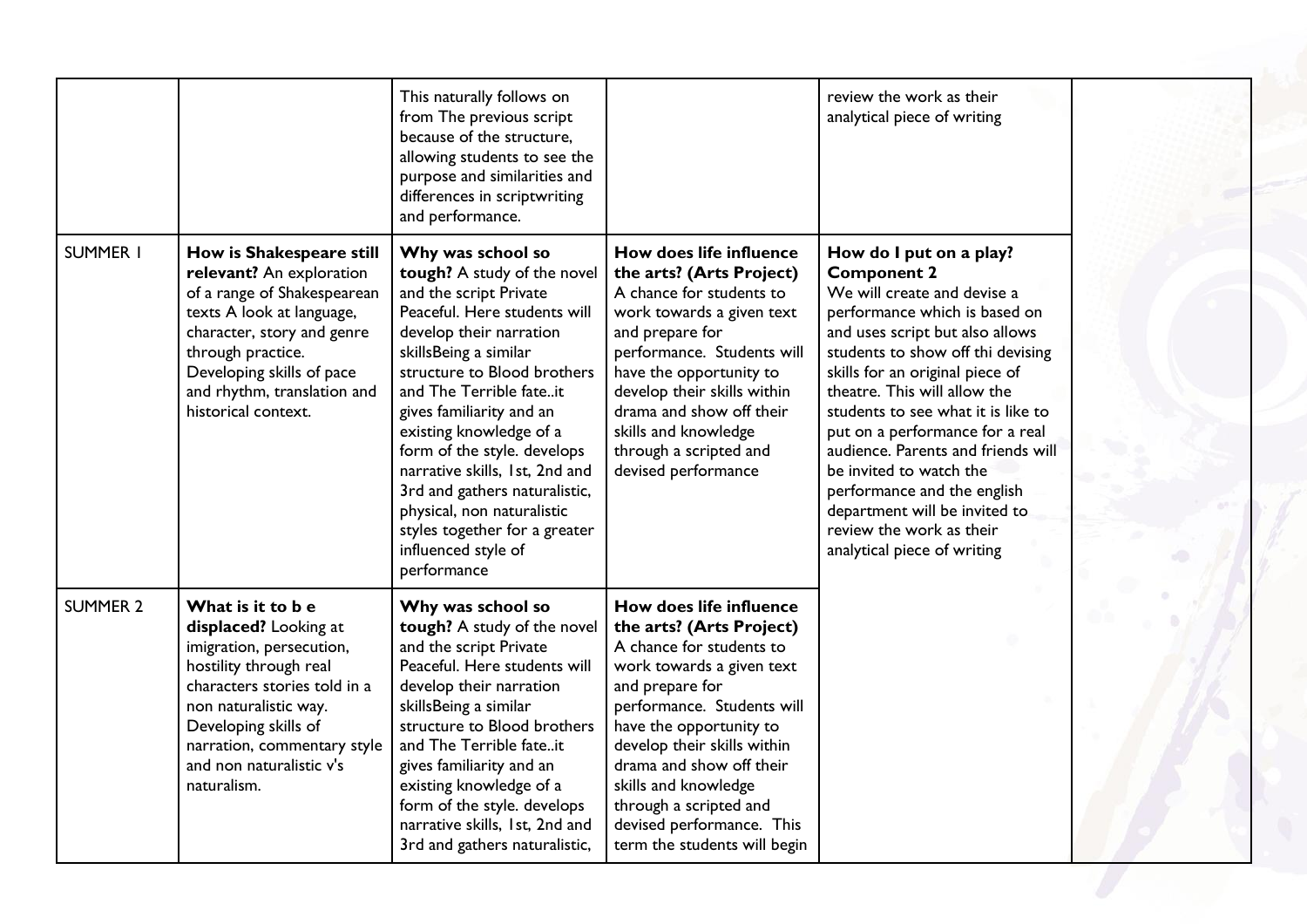| | | | | | |
|---|---|---|---|---|---|
| | | This naturally follows on from The previous script because of the structure, allowing students to see the purpose and similarities and differences in scriptwriting and performance. | | review the work as their analytical piece of writing | |
| SUMMER 1 | **How is Shakespeare still relevant?** An exploration of a range of Shakespearean texts A look at language, character, story and genre through practice. Developing skills of pace and rhythm, translation and historical context. | **Why was school so tough?** A study of the novel and the script Private Peaceful. Here students will develop their narration skillsBeing a similar structure to Blood brothers and The Terrible fate..it gives familiarity and an existing knowledge of a form of the style. develops narrative skills, 1st, 2nd and 3rd and gathers naturalistic, physical, non naturalistic styles together for a greater influenced style of performance | **How does life influence the arts? (Arts Project)** A chance for students to work towards a given text and prepare for performance. Students will have the opportunity to develop their skills within drama and show off their skills and knowledge through a scripted and devised performance | **How do I put on a play? Component 2** We will create and devise a performance which is based on and uses script but also allows students to show off thi devising skills for an original piece of theatre. This will allow the students to see what it is like to put on a performance for a real audience. Parents and friends will be invited to watch the performance and the english department will be invited to review the work as their analytical piece of writing | |
| SUMMER 2 | **What is it to b e displaced?** Looking at imigration, persecution, hostility through real characters stories told in a non naturalistic way. Developing skills of narration, commentary style and non naturalistic v's naturalism. | **Why was school so tough?** A study of the novel and the script Private Peaceful. Here students will develop their narration skillsBeing a similar structure to Blood brothers and The Terrible fate..it gives familiarity and an existing knowledge of a form of the style. develops narrative skills, 1st, 2nd and 3rd and gathers naturalistic, | **How does life influence the arts? (Arts Project)** A chance for students to work towards a given text and prepare for performance. Students will have the opportunity to develop their skills within drama and show off their skills and knowledge through a scripted and devised performance. This term the students will begin | | |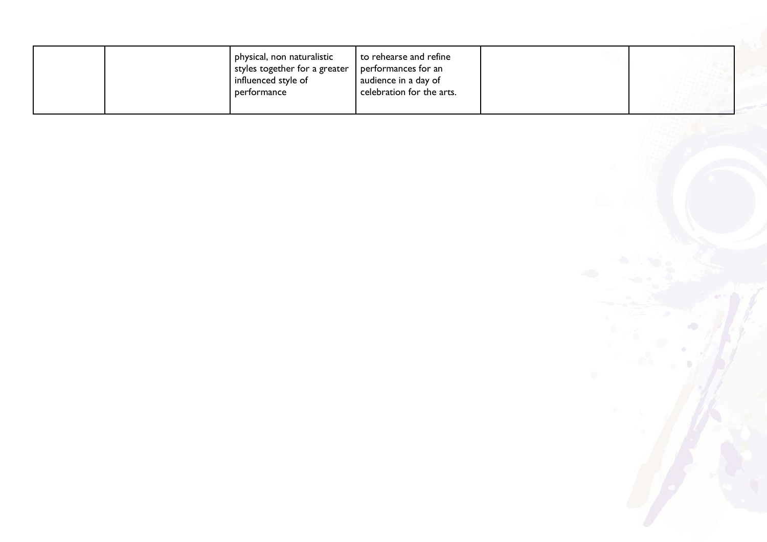| | | | | | |
|---|---|---|---|---|---|
| | | physical, non naturalistic styles together for a greater influenced style of performance | to rehearse and refine performances for an audience in a day of celebration for the arts. | | |